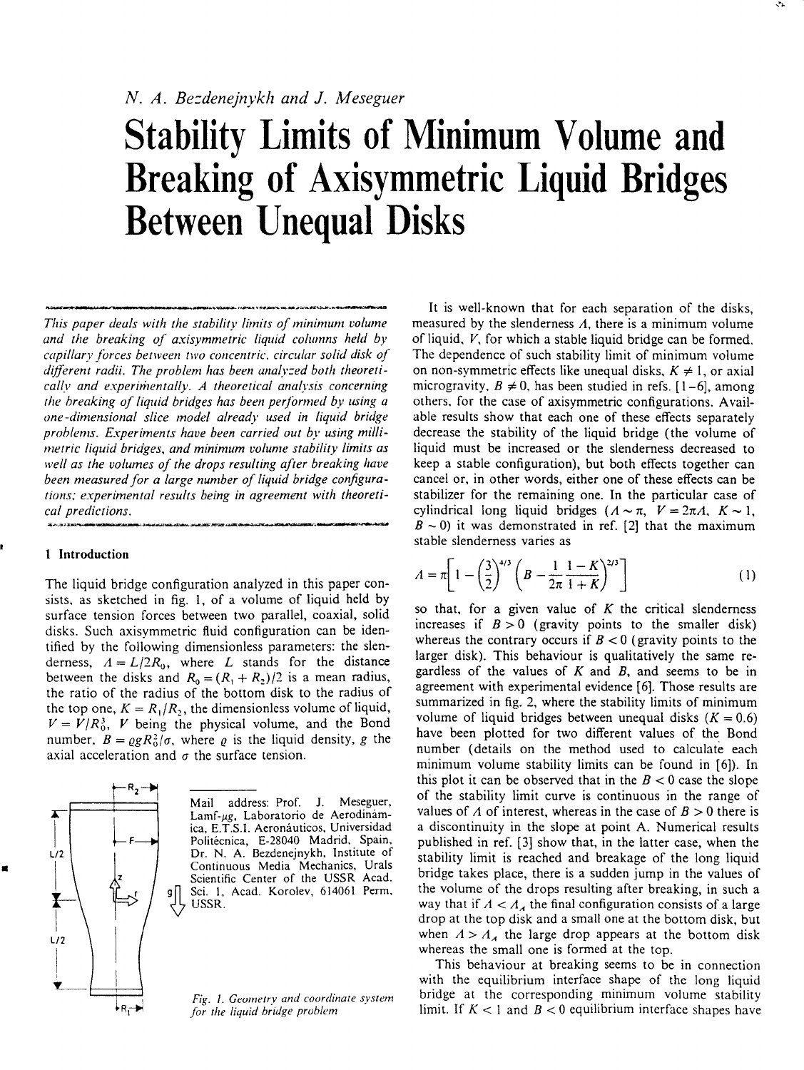*N. A. Bezdenejnykh and J. Meseguer*

# Stability Limits of Minimum Volume and Breaking of Axisymmetric Liquid Bridges Between Unequal Disks

*This paper deals with the stability limits of minimum volume and the breaking of axisymmetric liquid columns held by capillary forces between two concentric, circular solid disk of different radii. The problem has been analyzed both theoretically and experimentally. A theoretical analysis concerning the breaking of liquid bridges has been performed by using a one-dimensional slice model already used in liquid bridge problems. Experiments have been carried out by using millimetric liquid bridges, and minimum volume stability limits as well as the volumes of the drops resulting after breaking have been measured for a large number of liquid bridge configurations: experimental results being in agreement with theoretical predictions.*

## 1 Introduction

The liquid bridge configuration analyzed in this paper consists, as sketched in fig. 1, of a volume of liquid held by surface tension forces between two parallel, coaxial, solid disks. Such axisymmetric fluid configuration can be identified by the following dimensionless parameters: the slenderness, $\Lambda = L/2R_0$, where $L$ stands for the distance between the disks and $R_0 = (R_1 + R_2)/2$ is a mean radius, the ratio of the radius of the bottom disk to the radius of the top one, $K = R_1/R_2$, the dimensionless volume of liquid, $V = \mathcal{V}/R_0^3$, $\mathcal{V}$ being the physical volume, and the Bond number, $B = \varrho g R_0^2/\sigma$, where $\varrho$ is the liquid density, $g$ the axial acceleration and $\sigma$ the surface tension.

*Fig. 1. Geometry and coordinate system for the liquid bridge problem*

Mail address: Prof. J. Meseguer, Lamf-μg, Laboratorio de Aerodinámica, E.T.S.I. Aeronáuticos, Universidad Politécnica, E-28040 Madrid, Spain, Dr. N. A. Bezdenejnykh, Institute of Continuous Media Mechanics, Urals Scientific Center of the USSR Acad. Sci. 1, Acad. Korolev, 614061 Perm, USSR.

It is well-known that for each separation of the disks, measured by the slenderness $\Lambda$, there is a minimum volume of liquid, $V$, for which a stable liquid bridge can be formed. The dependence of such stability limit of minimum volume on non-symmetric effects like unequal disks, $K \neq 1$, or axial microgravity, $B \neq 0$, has been studied in refs. [1–6], among others, for the case of axisymmetric configurations. Available results show that each one of these effects separately decrease the stability of the liquid bridge (the volume of liquid must be increased or the slenderness decreased to keep a stable configuration), but both effects together can cancel or, in other words, either one of these effects can be stabilizer for the remaining one. In the particular case of cylindrical long liquid bridges ($\Lambda \sim \pi$, $V = 2\pi\Lambda$, $K \sim 1$, $B \sim 0$) it was demonstrated in ref. [2] that the maximum stable slenderness varies as

$$\Lambda = \pi\left[1 - \left(\frac{3}{2}\right)^{4/3}\left(B - \frac{1}{2\pi}\frac{1-K}{1+K}\right)^{2/3}\right] \qquad (1)$$

so that, for a given value of $K$ the critical slenderness increases if $B > 0$ (gravity points to the smaller disk) whereas the contrary occurs if $B < 0$ (gravity points to the larger disk). This behaviour is qualitatively the same regardless of the values of $K$ and $B$, and seems to be in agreement with experimental evidence [6]. Those results are summarized in fig. 2, where the stability limits of minimum volume of liquid bridges between unequal disks ($K = 0.6$) have been plotted for two different values of the Bond number (details on the method used to calculate each minimum volume stability limits can be found in [6]). In this plot it can be observed that in the $B < 0$ case the slope of the stability limit curve is continuous in the range of values of $\Lambda$ of interest, whereas in the case of $B > 0$ there is a discontinuity in the slope at point A. Numerical results published in ref. [3] show that, in the latter case, when the stability limit is reached and breakage of the long liquid bridge takes place, there is a sudden jump in the values of the volume of the drops resulting after breaking, in such a way that if $\Lambda < \Lambda_A$ the final configuration consists of a large drop at the top disk and a small one at the bottom disk, but when $\Lambda > \Lambda_A$ the large drop appears at the bottom disk whereas the small one is formed at the top.

This behaviour at breaking seems to be in connection with the equilibrium interface shape of the long liquid bridge at the corresponding minimum volume stability limit. If $K < 1$ and $B < 0$ equilibrium interface shapes have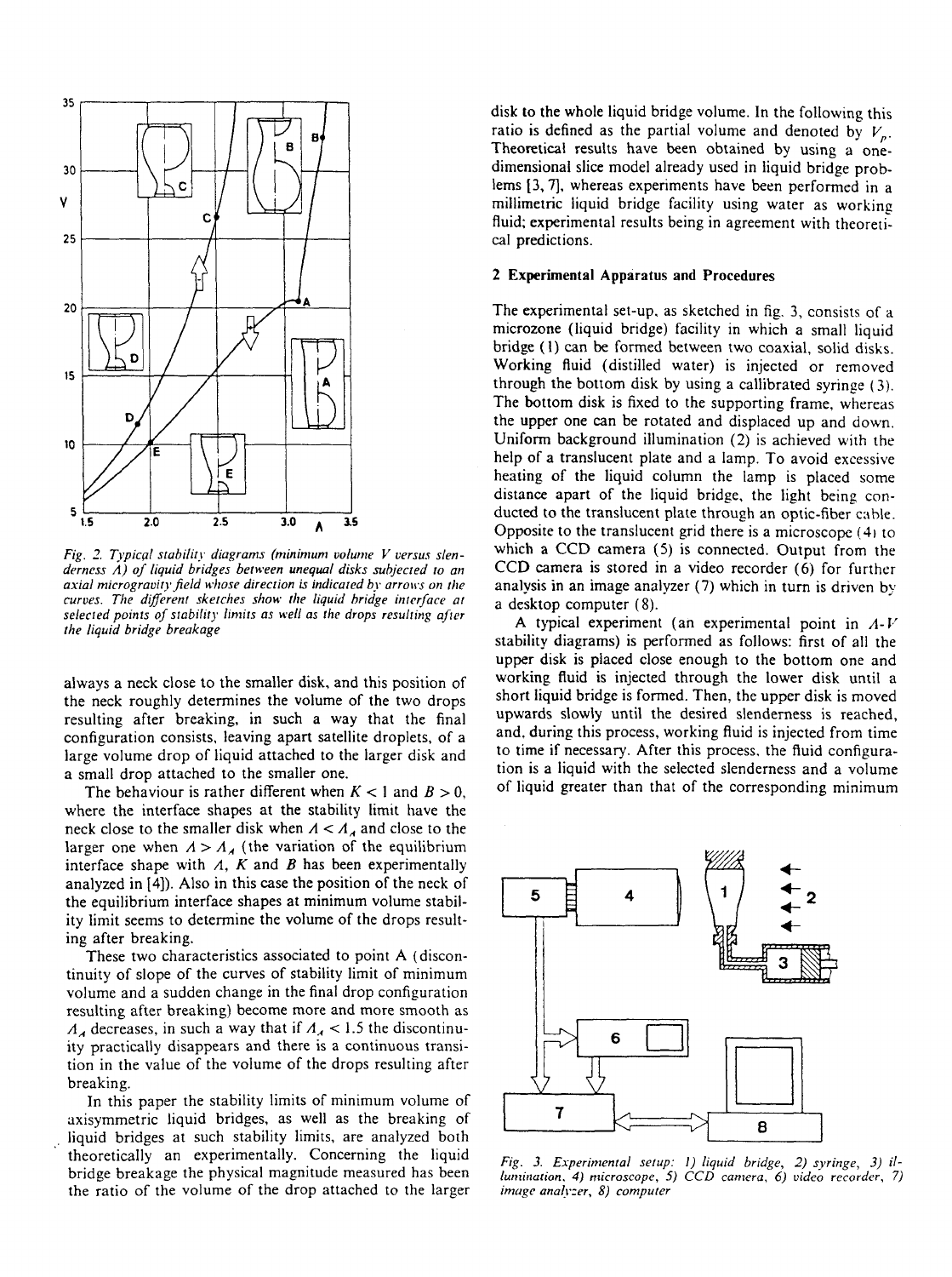Fig. 2. Typical stability diagrams (minimum volume $V$ versus slenderness $\Lambda$) of liquid bridges between unequal disks subjected to an axial microgravity field whose direction is indicated by arrows on the curves. The different sketches show the liquid bridge interface at selected points of stability limits as well as the drops resulting after the liquid bridge breakage

always a neck close to the smaller disk, and this position of the neck roughly determines the volume of the two drops resulting after breaking, in such a way that the final configuration consists, leaving apart satellite droplets, of a large volume drop of liquid attached to the larger disk and a small drop attached to the smaller one.

The behaviour is rather different when $K < 1$ and $B > 0$, where the interface shapes at the stability limit have the neck close to the smaller disk when $\Lambda < \Lambda_A$ and close to the larger one when $\Lambda > \Lambda_A$ (the variation of the equilibrium interface shape with $\Lambda$, $K$ and $B$ has been experimentally analyzed in [4]). Also in this case the position of the neck of the equilibrium interface shapes at minimum volume stability limit seems to determine the volume of the drops resulting after breaking.

These two characteristics associated to point A (discontinuity of slope of the curves of stability limit of minimum volume and a sudden change in the final drop configuration resulting after breaking) become more and more smooth as $\Lambda_A$ decreases, in such a way that if $\Lambda_A < 1.5$ the discontinuity practically disappears and there is a continuous transition in the value of the volume of the drops resulting after breaking.

In this paper the stability limits of minimum volume of axisymmetric liquid bridges, as well as the breaking of liquid bridges at such stability limits, are analyzed both theoretically an experimentally. Concerning the liquid bridge breakage the physical magnitude measured has been the ratio of the volume of the drop attached to the larger disk to the whole liquid bridge volume. In the following this ratio is defined as the partial volume and denoted by $V_p$. Theoretical results have been obtained by using a one-dimensional slice model already used in liquid bridge problems [3, 7], whereas experiments have been performed in a millimetric liquid bridge facility using water as working fluid; experimental results being in agreement with theoretical predictions.

## 2 Experimental Apparatus and Procedures

The experimental set-up, as sketched in fig. 3, consists of a microzone (liquid bridge) facility in which a small liquid bridge (1) can be formed between two coaxial, solid disks. Working fluid (distilled water) is injected or removed through the bottom disk by using a callibrated syringe (3). The bottom disk is fixed to the supporting frame, whereas the upper one can be rotated and displaced up and down. Uniform background illumination (2) is achieved with the help of a translucent plate and a lamp. To avoid excessive heating of the liquid column the lamp is placed some distance apart of the liquid bridge, the light being conducted to the translucent plate through an optic-fiber cable. Opposite to the translucent grid there is a microscope (4) to which a CCD camera (5) is connected. Output from the CCD camera is stored in a video recorder (6) for further analysis in an image analyzer (7) which in turn is driven by a desktop computer (8).

A typical experiment (an experimental point in $\Lambda$-$V$ stability diagrams) is performed as follows: first of all the upper disk is placed close enough to the bottom one and working fluid is injected through the lower disk until a short liquid bridge is formed. Then, the upper disk is moved upwards slowly until the desired slenderness is reached, and, during this process, working fluid is injected from time to time if necessary. After this process, the fluid configuration is a liquid with the selected slenderness and a volume of liquid greater than that of the corresponding minimum

Fig. 3. Experimental setup: 1) liquid bridge, 2) syringe, 3) illumination, 4) microscope, 5) CCD camera, 6) video recorder, 7) image analyzer, 8) computer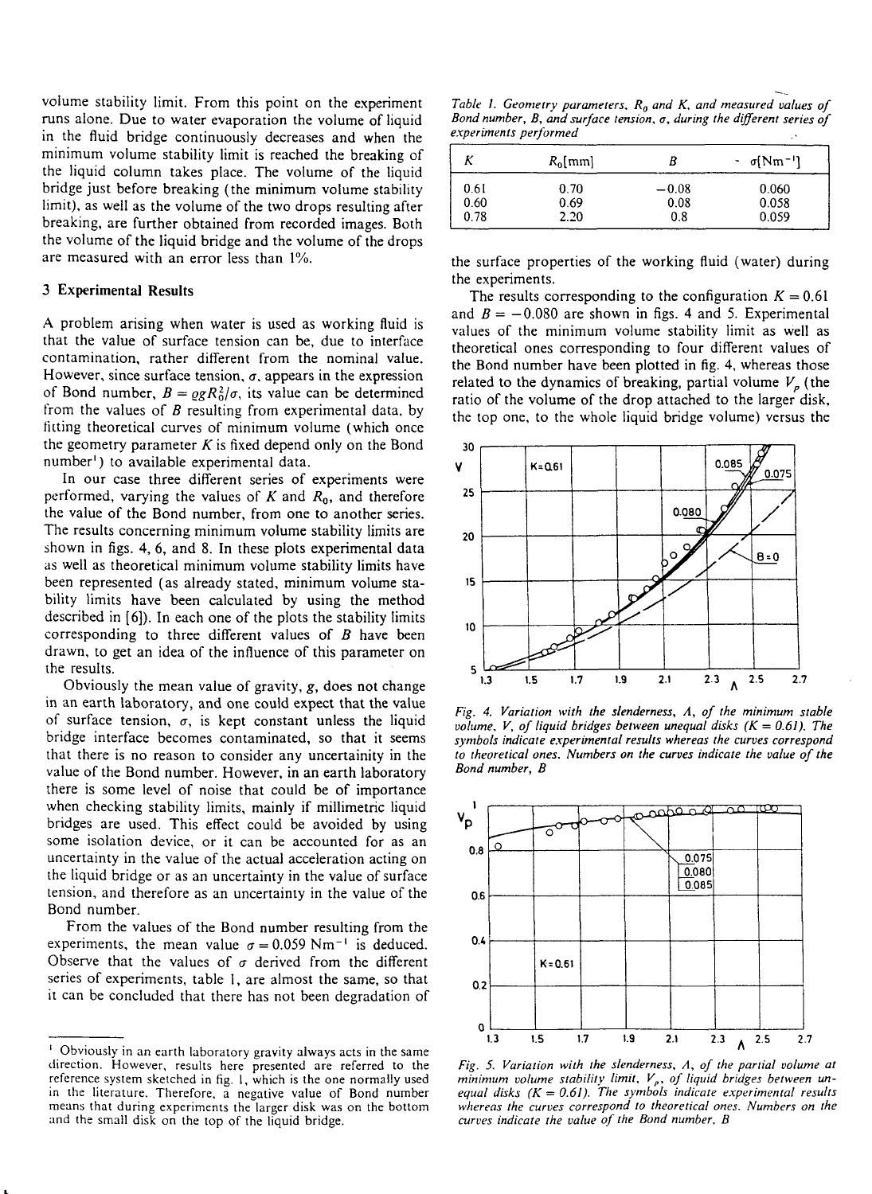volume stability limit. From this point on the experiment runs alone. Due to water evaporation the volume of liquid in the fluid bridge continuously decreases and when the minimum volume stability limit is reached the breaking of the liquid column takes place. The volume of the liquid bridge just before breaking (the minimum volume stability limit), as well as the volume of the two drops resulting after breaking, are further obtained from recorded images. Both the volume of the liquid bridge and the volume of the drops are measured with an error less than 1%.

## 3 Experimental Results

A problem arising when water is used as working fluid is that the value of surface tension can be, due to interface contamination, rather different from the nominal value. However, since surface tension, $\sigma$, appears in the expression of Bond number, $B = \varrho g R_0^2/\sigma$, its value can be determined from the values of $B$ resulting from experimental data, by fitting theoretical curves of minimum volume (which once the geometry parameter $K$ is fixed depend only on the Bond number[1]) to available experimental data.

In our case three different series of experiments were performed, varying the values of $K$ and $R_0$, and therefore the value of the Bond number, from one to another series. The results concerning minimum volume stability limits are shown in figs. 4, 6, and 8. In these plots experimental data as well as theoretical minimum volume stability limits have been represented (as already stated, minimum volume stability limits have been calculated by using the method described in [6]). In each one of the plots the stability limits corresponding to three different values of $B$ have been drawn, to get an idea of the influence of this parameter on the results.

Obviously the mean value of gravity, $g$, does not change in an earth laboratory, and one could expect that the value of surface tension, $\sigma$, is kept constant unless the liquid bridge interface becomes contaminated, so that it seems that there is no reason to consider any uncertainity in the value of the Bond number. However, in an earth laboratory there is some level of noise that could be of importance when checking stability limits, mainly if millimetric liquid bridges are used. This effect could be avoided by using some isolation device, or it can be accounted for as an uncertainty in the value of the actual acceleration acting on the liquid bridge or as an uncertainty in the value of surface tension, and therefore as an uncertainty in the value of the Bond number.

From the values of the Bond number resulting from the experiments, the mean value $\sigma = 0.059\ \mathrm{Nm^{-1}}$ is deduced. Observe that the values of $\sigma$ derived from the different series of experiments, table 1, are almost the same, so that it can be concluded that there has not been degradation of the surface properties of the working fluid (water) during the experiments.

*Table 1. Geometry parameters, $R_0$ and $K$, and measured values of Bond number, $B$, and surface tension, $\sigma$, during the different series of experiments performed*

| $K$ | $R_0$[mm] | $B$ | $\sigma$[Nm$^{-1}$] |
|---|---|---|---|
| 0.61 | 0.70 | −0.08 | 0.060 |
| 0.60 | 0.69 | 0.08 | 0.058 |
| 0.78 | 2.20 | 0.8 | 0.059 |

The results corresponding to the configuration $K = 0.61$ and $B = -0.080$ are shown in figs. 4 and 5. Experimental values of the minimum volume stability limit as well as theoretical ones corresponding to four different values of the Bond number have been plotted in fig. 4, whereas those related to the dynamics of breaking, partial volume $V_p$ (the ratio of the volume of the drop attached to the larger disk, the top one, to the whole liquid bridge volume) versus the

*Fig. 4. Variation with the slenderness, $\Lambda$, of the minimum stable volume, $V$, of liquid bridges between unequal disks ($K = 0.61$). The symbols indicate experimental results whereas the curves correspond to theoretical ones. Numbers on the curves indicate the value of the Bond number, $B$*

*Fig. 5. Variation with the slenderness, $\Lambda$, of the partial volume at minimum volume stability limit, $V_p$, of liquid bridges between unequal disks ($K = 0.61$). The symbols indicate experimental results whereas the curves correspond to theoretical ones. Numbers on the curves indicate the value of the Bond number, $B$*

---

[1] Obviously in an earth laboratory gravity always acts in the same direction. However, results here presented are referred to the reference system sketched in fig. 1, which is the one normally used in the literature. Therefore, a negative value of Bond number means that during experiments the larger disk was on the bottom and the small disk on the top of the liquid bridge.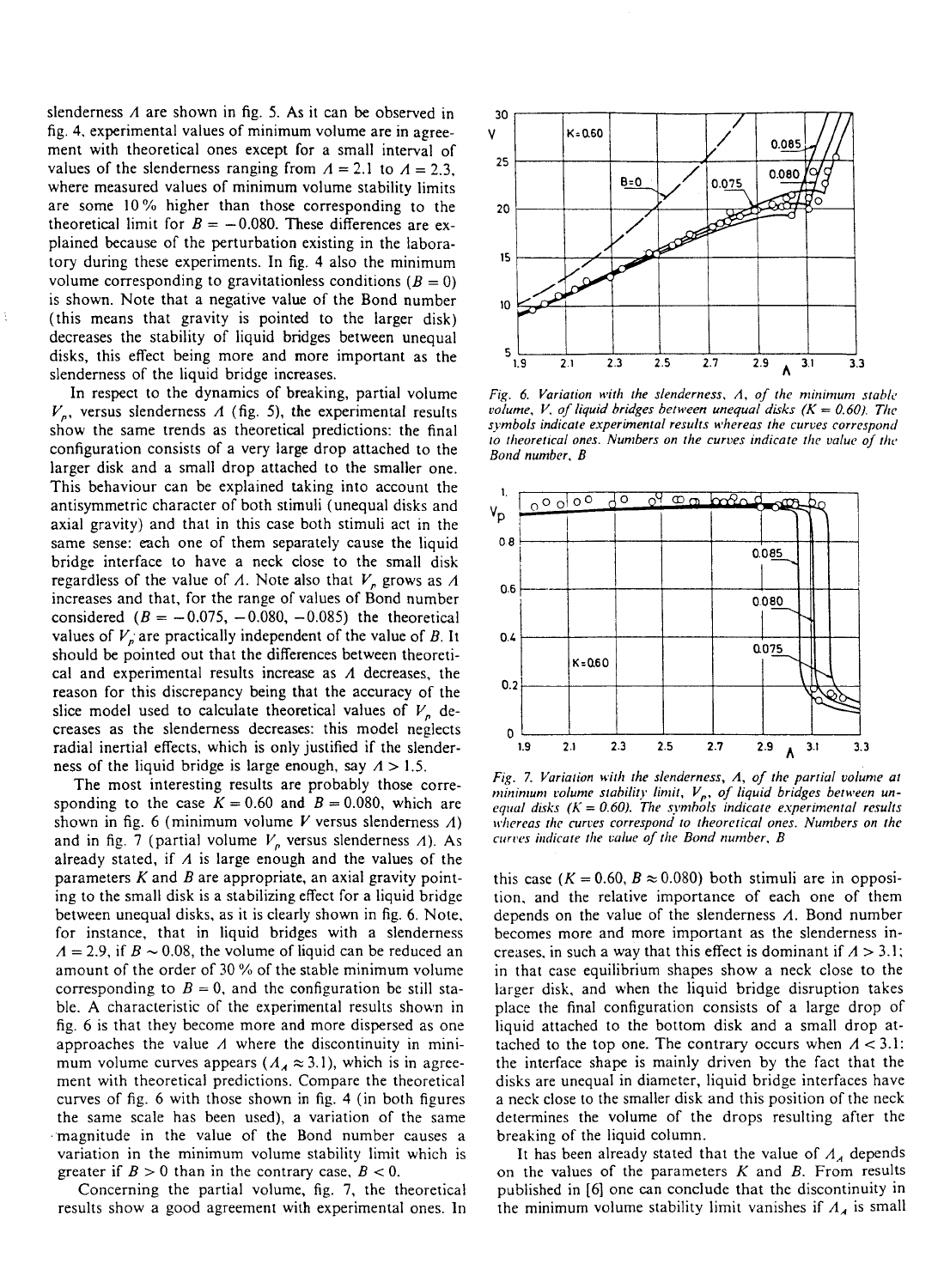slenderness $\Lambda$ are shown in fig. 5. As it can be observed in fig. 4, experimental values of minimum volume are in agreement with theoretical ones except for a small interval of values of the slenderness ranging from $\Lambda = 2.1$ to $\Lambda = 2.3$, where measured values of minimum volume stability limits are some 10% higher than those corresponding to the theoretical limit for $B = -0.080$. These differences are explained because of the perturbation existing in the laboratory during these experiments. In fig. 4 also the minimum volume corresponding to gravitationless conditions ($B = 0$) is shown. Note that a negative value of the Bond number (this means that gravity is pointed to the larger disk) decreases the stability of liquid bridges between unequal disks, this effect being more and more important as the slenderness of the liquid bridge increases.

In respect to the dynamics of breaking, partial volume $V_p$, versus slenderness $\Lambda$ (fig. 5), the experimental results show the same trends as theoretical predictions: the final configuration consists of a very large drop attached to the larger disk and a small drop attached to the smaller one. This behaviour can be explained taking into account the antisymmetric character of both stimuli (unequal disks and axial gravity) and that in this case both stimuli act in the same sense: each one of them separately cause the liquid bridge interface to have a neck close to the small disk regardless of the value of $\Lambda$. Note also that $V_p$ grows as $\Lambda$ increases and that, for the range of values of Bond number considered ($B = -0.075, -0.080, -0.085$) the theoretical values of $V_p$ are practically independent of the value of $B$. It should be pointed out that the differences between theoretical and experimental results increase as $\Lambda$ decreases, the reason for this discrepancy being that the accuracy of the slice model used to calculate theoretical values of $V_p$ decreases as the slenderness decreases: this model neglects radial inertial effects, which is only justified if the slenderness of the liquid bridge is large enough, say $\Lambda > 1.5$.

The most interesting results are probably those corresponding to the case $K = 0.60$ and $B = 0.080$, which are shown in fig. 6 (minimum volume $V$ versus slenderness $\Lambda$) and in fig. 7 (partial volume $V_p$ versus slenderness $\Lambda$). As already stated, if $\Lambda$ is large enough and the values of the parameters $K$ and $B$ are appropriate, an axial gravity pointing to the small disk is a stabilizing effect for a liquid bridge between unequal disks, as it is clearly shown in fig. 6. Note, for instance, that in liquid bridges with a slenderness $\Lambda = 2.9$, if $B \sim 0.08$, the volume of liquid can be reduced an amount of the order of 30% of the stable minimum volume corresponding to $B = 0$, and the configuration be still stable. A characteristic of the experimental results shown in fig. 6 is that they become more and more dispersed as one approaches the value $\Lambda$ where the discontinuity in minimum volume curves appears ($\Lambda_A \approx 3.1$), which is in agreement with theoretical predictions. Compare the theoretical curves of fig. 6 with those shown in fig. 4 (in both figures the same scale has been used), a variation of the same magnitude in the value of the Bond number causes a variation in the minimum volume stability limit which is greater if $B > 0$ than in the contrary case, $B < 0$.

Concerning the partial volume, fig. 7, the theoretical results show a good agreement with experimental ones. In this case ($K = 0.60$, $B \approx 0.080$) both stimuli are in opposition, and the relative importance of each one of them depends on the value of the slenderness $\Lambda$. Bond number becomes more and more important as the slenderness increases, in such a way that this effect is dominant if $\Lambda > 3.1$; in that case equilibrium shapes show a neck close to the larger disk, and when the liquid bridge disruption takes place the final configuration consists of a large drop of liquid attached to the bottom disk and a small drop attached to the top one. The contrary occurs when $\Lambda < 3.1$: the interface shape is mainly driven by the fact that the disks are unequal in diameter, liquid bridge interfaces have a neck close to the smaller disk and this position of the neck determines the volume of the drops resulting after the breaking of the liquid column.

It has been already stated that the value of $\Lambda_A$ depends on the values of the parameters $K$ and $B$. From results published in [6] one can conclude that the discontinuity in the minimum volume stability limit vanishes if $\Lambda_A$ is small

*Fig. 6. Variation with the slenderness, $\Lambda$, of the minimum stable volume, $V$, of liquid bridges between unequal disks ($K = 0.60$). The symbols indicate experimental results whereas the curves correspond to theoretical ones. Numbers on the curves indicate the value of the Bond number, $B$*

*Fig. 7. Variation with the slenderness, $\Lambda$, of the partial volume at minimum volume stability limit, $V_p$, of liquid bridges between unequal disks ($K = 0.60$). The symbols indicate experimental results whereas the curves correspond to theoretical ones. Numbers on the curves indicate the value of the Bond number, $B$*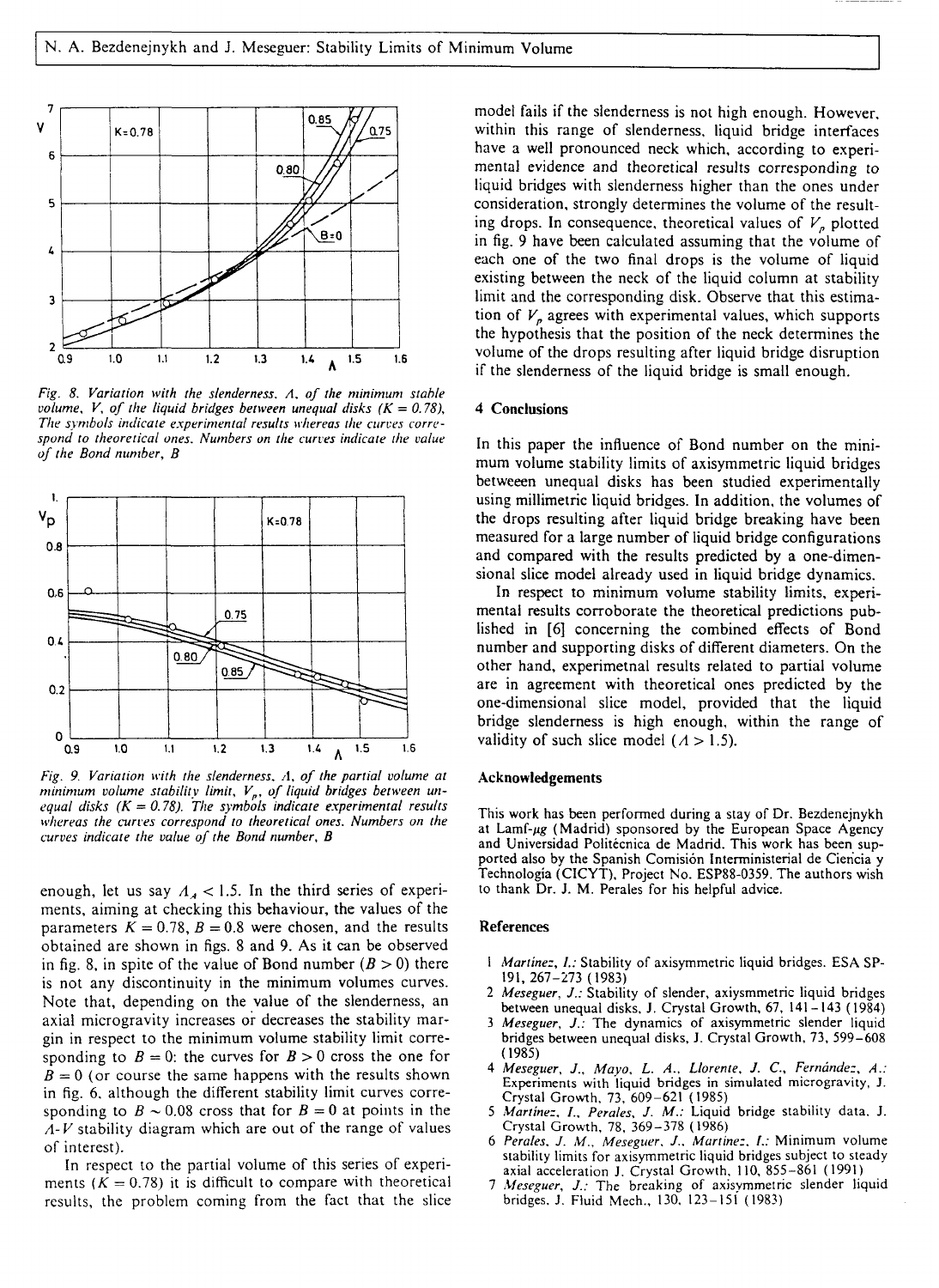7

V

K=0.78

0.85

0.75

0.80

B=0

6

5

4

3

2

0.9 1.0 1.1 1.2 1.3 1.4 Λ 1.5 1.6

*Fig. 8. Variation with the slenderness, Λ, of the minimum stable volume, V, of the liquid bridges between unequal disks (K = 0.78). The symbols indicate experimental results whereas the curves correspond to theoretical ones. Numbers on the curves indicate the value of the Bond number, B*

1.

$V_p$

K=0.78

0.8

0.6

0.75

0.4

0.80

0.85

0.2

0

0.9 1.0 1.1 1.2 1.3 1.4 Λ 1.5 1.6

*Fig. 9. Variation with the slenderness, Λ, of the partial volume at minimum volume stability limit, $V_p$, of liquid bridges between unequal disks (K = 0.78). The symbols indicate experimental results whereas the curves correspond to theoretical ones. Numbers on the curves indicate the value of the Bond number, B*

enough, let us say $\Lambda_A < 1.5$. In the third series of experiments, aiming at checking this behaviour, the values of the parameters $K = 0.78$, $B = 0.8$ were chosen, and the results obtained are shown in figs. 8 and 9. As it can be observed in fig. 8, in spite of the value of Bond number ($B > 0$) there is not any discontinuity in the minimum volumes curves. Note that, depending on the value of the slenderness, an axial microgravity increases or decreases the stability margin in respect to the minimum volume stability limit corresponding to $B = 0$: the curves for $B > 0$ cross the one for $B = 0$ (or course the same happens with the results shown in fig. 6, although the different stability limit curves corresponding to $B \sim 0.08$ cross that for $B = 0$ at points in the $\Lambda$-$V$ stability diagram which are out of the range of values of interest).

In respect to the partial volume of this series of experiments ($K = 0.78$) it is difficult to compare with theoretical results, the problem coming from the fact that the slice model fails if the slenderness is not high enough. However, within this range of slenderness, liquid bridge interfaces have a well pronounced neck which, according to experimental evidence and theoretical results corresponding to liquid bridges with slenderness higher than the ones under consideration, strongly determines the volume of the resulting drops. In consequence, theoretical values of $V_p$ plotted in fig. 9 have been calculated assuming that the volume of each one of the two final drops is the volume of liquid existing between the neck of the liquid column at stability limit and the corresponding disk. Observe that this estimation of $V_p$ agrees with experimental values, which supports the hypothesis that the position of the neck determines the volume of the drops resulting after liquid bridge disruption if the slenderness of the liquid bridge is small enough.

## 4 Conclusions

In this paper the influence of Bond number on the minimum volume stability limits of axisymmetric liquid bridges betweeen unequal disks has been studied experimentally using millimetric liquid bridges. In addition, the volumes of the drops resulting after liquid bridge breaking have been measured for a large number of liquid bridge configurations and compared with the results predicted by a one-dimensional slice model already used in liquid bridge dynamics.

In respect to minimum volume stability limits, experimental results corroborate the theoretical predictions published in [6] concerning the combined effects of Bond number and supporting disks of different diameters. On the other hand, experimetnal results related to partial volume are in agreement with theoretical ones predicted by the one-dimensional slice model, provided that the liquid bridge slenderness is high enough, within the range of validity of such slice model ($\Lambda > 1.5$).

## Acknowledgements

This work has been performed during a stay of Dr. Bezdenejnykh at Lamf-$\mu g$ (Madrid) sponsored by the European Space Agency and Universidad Politécnica de Madrid. This work has been supported also by the Spanish Comisión Interministerial de Ciencia y Technología (CICYT), Project No. ESP88-0359. The authors wish to thank Dr. J. M. Perales for his helpful advice.

## References

1. *Martinez, I.:* Stability of axisymmetric liquid bridges. ESA SP-191, 267–273 (1983)
2. *Meseguer, J.:* Stability of slender, axiysmmetric liquid bridges between unequal disks. J. Crystal Growth, 67, 141–143 (1984)
3. *Meseguer, J.:* The dynamics of axisymmetric slender liquid bridges between unequal disks. J. Crystal Growth, 73, 599–608 (1985)
4. *Meseguer, J., Mayo, L. A., Llorente, J. C., Fernández, A.:* Experiments with liquid bridges in simulated microgravity, J. Crystal Growth, 73, 609–621 (1985)
5. *Martinez, I., Perales, J. M.:* Liquid bridge stability data. J. Crystal Growth, 78, 369–378 (1986)
6. *Perales, J. M., Meseguer, J., Martinez, I.:* Minimum volume stability limits for axisymmetric liquid bridges subject to steady axial acceleration J. Crystal Growth, 110, 855–861 (1991)
7. *Meseguer, J.:* The breaking of axisymmetric slender liquid bridges. J. Fluid Mech., 130, 123–151 (1983)